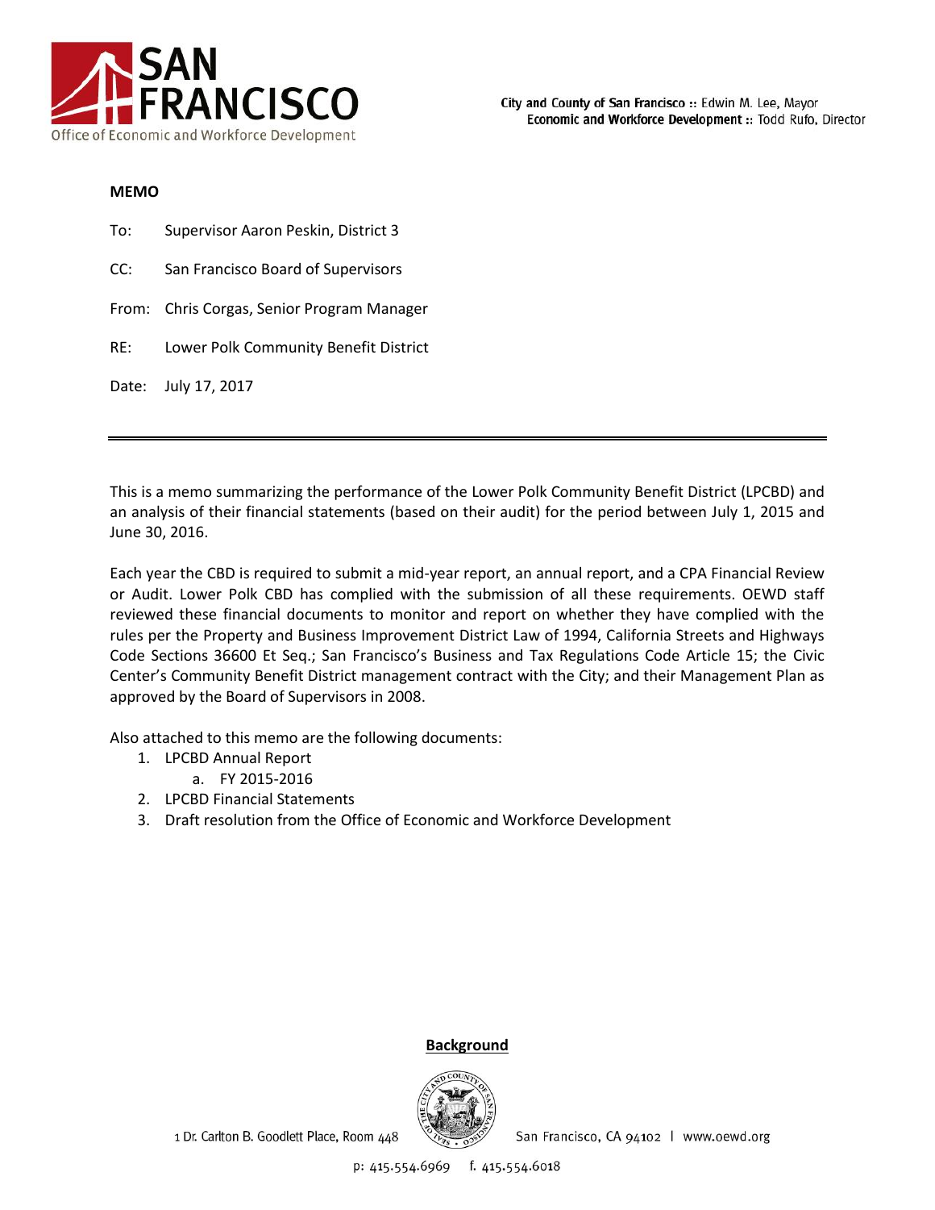City and County of San Francisco :: Edwin M. Lee, Mayor
Economic and Workforce Development :: Todd Rufo, Director

**MEMO**

To: Supervisor Aaron Peskin, District 3

CC: San Francisco Board of Supervisors

From: Chris Corgas, Senior Program Manager

RE: Lower Polk Community Benefit District

Date: July 17, 2017

---

This is a memo summarizing the performance of the Lower Polk Community Benefit District (LPCBD) and an analysis of their financial statements (based on their audit) for the period between July 1, 2015 and June 30, 2016.

Each year the CBD is required to submit a mid-year report, an annual report, and a CPA Financial Review or Audit. Lower Polk CBD has complied with the submission of all these requirements. OEWD staff reviewed these financial documents to monitor and report on whether they have complied with the rules per the Property and Business Improvement District Law of 1994, California Streets and Highways Code Sections 36600 Et Seq.; San Francisco's Business and Tax Regulations Code Article 15; the Civic Center's Community Benefit District management contract with the City; and their Management Plan as approved by the Board of Supervisors in 2008.

Also attached to this memo are the following documents:

1. LPCBD Annual Report
   a. FY 2015-2016
2. LPCBD Financial Statements
3. Draft resolution from the Office of Economic and Workforce Development

## Background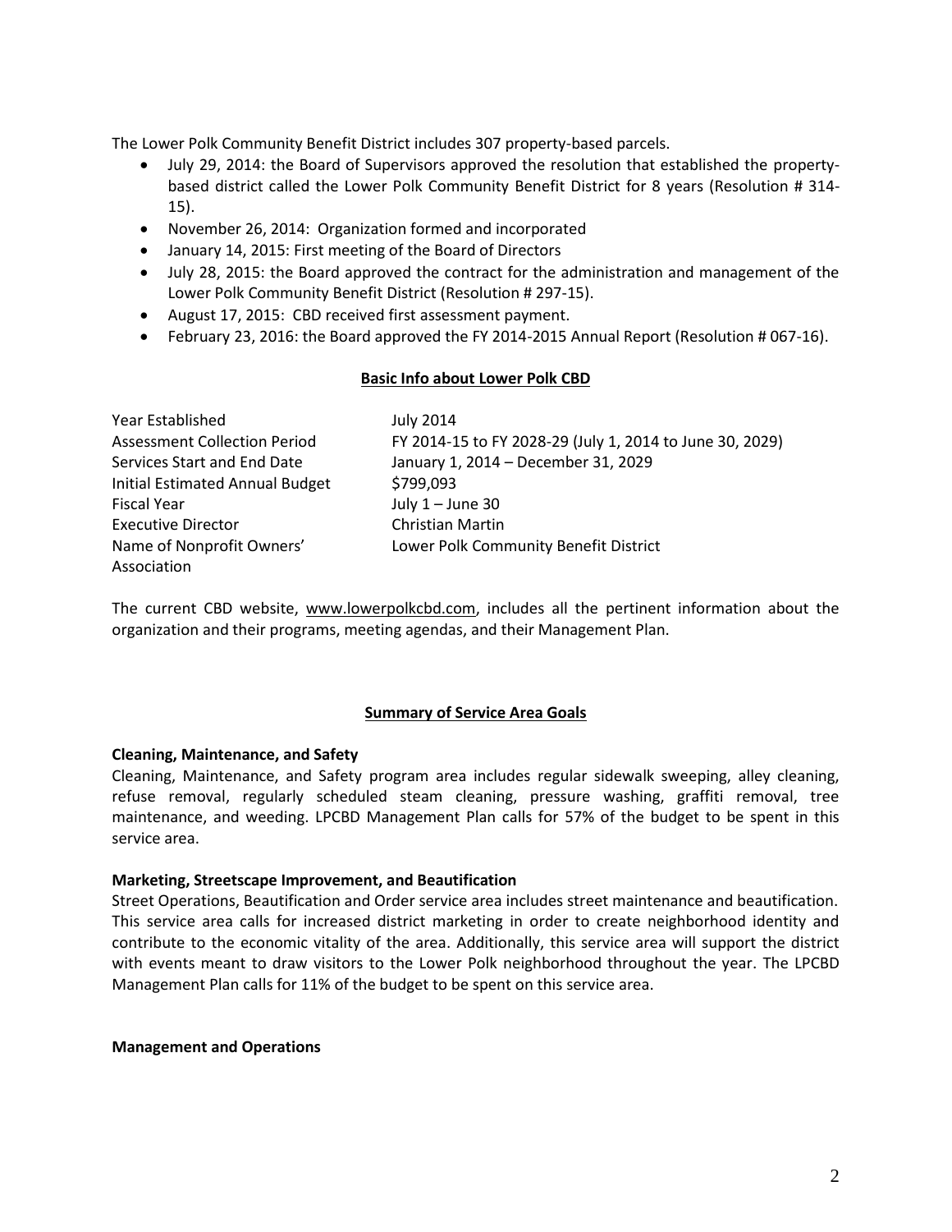The Lower Polk Community Benefit District includes 307 property-based parcels.

- July 29, 2014: the Board of Supervisors approved the resolution that established the property-based district called the Lower Polk Community Benefit District for 8 years (Resolution # 314-15).
- November 26, 2014: Organization formed and incorporated
- January 14, 2015: First meeting of the Board of Directors
- July 28, 2015: the Board approved the contract for the administration and management of the Lower Polk Community Benefit District (Resolution # 297-15).
- August 17, 2015: CBD received first assessment payment.
- February 23, 2016: the Board approved the FY 2014-2015 Annual Report (Resolution # 067-16).

**Basic Info about Lower Polk CBD**

| | |
|---|---|
| Year Established | July 2014 |
| Assessment Collection Period | FY 2014-15 to FY 2028-29 (July 1, 2014 to June 30, 2029) |
| Services Start and End Date | January 1, 2014 – December 31, 2029 |
| Initial Estimated Annual Budget | $799,093 |
| Fiscal Year | July 1 – June 30 |
| Executive Director | Christian Martin |
| Name of Nonprofit Owners' Association | Lower Polk Community Benefit District |

The current CBD website, www.lowerpolkcbd.com, includes all the pertinent information about the organization and their programs, meeting agendas, and their Management Plan.

**Summary of Service Area Goals**

**Cleaning, Maintenance, and Safety**

Cleaning, Maintenance, and Safety program area includes regular sidewalk sweeping, alley cleaning, refuse removal, regularly scheduled steam cleaning, pressure washing, graffiti removal, tree maintenance, and weeding. LPCBD Management Plan calls for 57% of the budget to be spent in this service area.

**Marketing, Streetscape Improvement, and Beautification**

Street Operations, Beautification and Order service area includes street maintenance and beautification. This service area calls for increased district marketing in order to create neighborhood identity and contribute to the economic vitality of the area. Additionally, this service area will support the district with events meant to draw visitors to the Lower Polk neighborhood throughout the year. The LPCBD Management Plan calls for 11% of the budget to be spent on this service area.

**Management and Operations**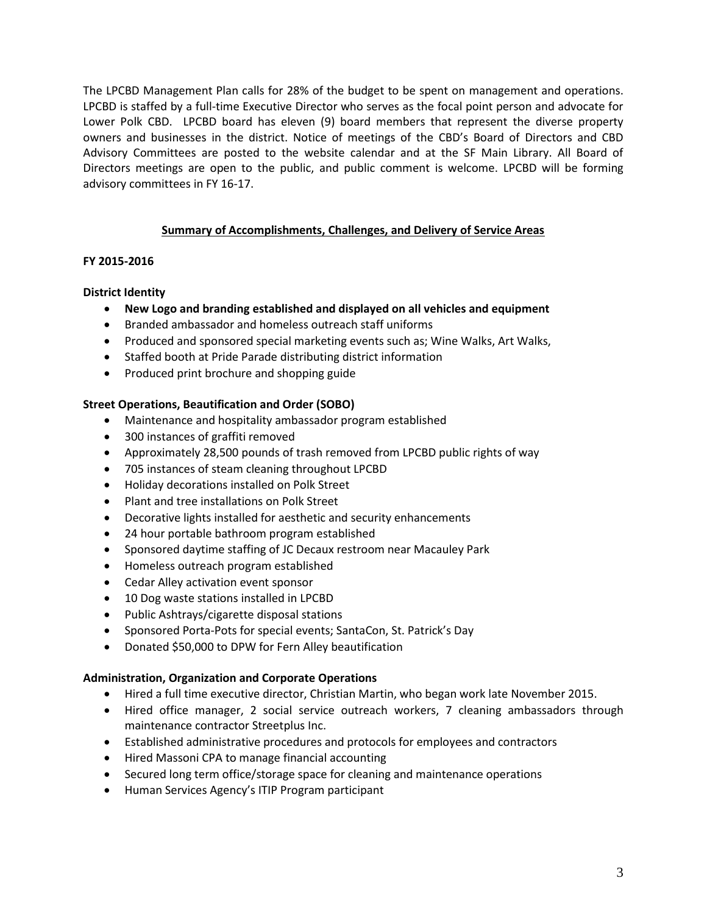The LPCBD Management Plan calls for 28% of the budget to be spent on management and operations. LPCBD is staffed by a full-time Executive Director who serves as the focal point person and advocate for Lower Polk CBD. LPCBD board has eleven (9) board members that represent the diverse property owners and businesses in the district. Notice of meetings of the CBD's Board of Directors and CBD Advisory Committees are posted to the website calendar and at the SF Main Library. All Board of Directors meetings are open to the public, and public comment is welcome. LPCBD will be forming advisory committees in FY 16-17.

## Summary of Accomplishments, Challenges, and Delivery of Service Areas

**FY 2015-2016**

**District Identity**

- **New Logo and branding established and displayed on all vehicles and equipment**
- Branded ambassador and homeless outreach staff uniforms
- Produced and sponsored special marketing events such as; Wine Walks, Art Walks,
- Staffed booth at Pride Parade distributing district information
- Produced print brochure and shopping guide

**Street Operations, Beautification and Order (SOBO)**

- Maintenance and hospitality ambassador program established
- 300 instances of graffiti removed
- Approximately 28,500 pounds of trash removed from LPCBD public rights of way
- 705 instances of steam cleaning throughout LPCBD
- Holiday decorations installed on Polk Street
- Plant and tree installations on Polk Street
- Decorative lights installed for aesthetic and security enhancements
- 24 hour portable bathroom program established
- Sponsored daytime staffing of JC Decaux restroom near Macauley Park
- Homeless outreach program established
- Cedar Alley activation event sponsor
- 10 Dog waste stations installed in LPCBD
- Public Ashtrays/cigarette disposal stations
- Sponsored Porta-Pots for special events; SantaCon, St. Patrick's Day
- Donated $50,000 to DPW for Fern Alley beautification

**Administration, Organization and Corporate Operations**

- Hired a full time executive director, Christian Martin, who began work late November 2015.
- Hired office manager, 2 social service outreach workers, 7 cleaning ambassadors through maintenance contractor Streetplus Inc.
- Established administrative procedures and protocols for employees and contractors
- Hired Massoni CPA to manage financial accounting
- Secured long term office/storage space for cleaning and maintenance operations
- Human Services Agency's ITIP Program participant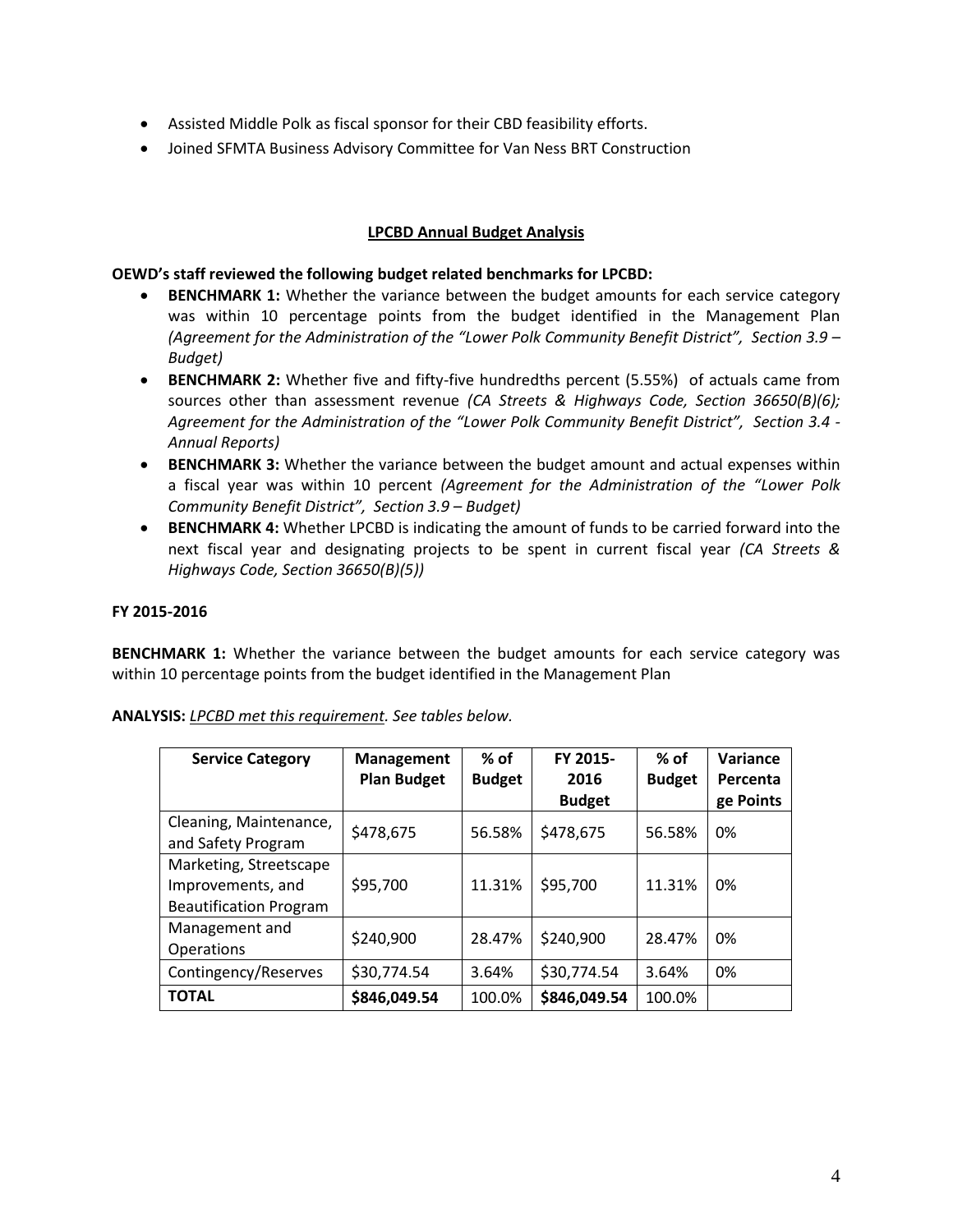- Assisted Middle Polk as fiscal sponsor for their CBD feasibility efforts.
- Joined SFMTA Business Advisory Committee for Van Ness BRT Construction

## LPCBD Annual Budget Analysis

**OEWD's staff reviewed the following budget related benchmarks for LPCBD:**

- **BENCHMARK 1:** Whether the variance between the budget amounts for each service category was within 10 percentage points from the budget identified in the Management Plan *(Agreement for the Administration of the "Lower Polk Community Benefit District", Section 3.9 – Budget)*
- **BENCHMARK 2:** Whether five and fifty-five hundredths percent (5.55%) of actuals came from sources other than assessment revenue *(CA Streets & Highways Code, Section 36650(B)(6); Agreement for the Administration of the "Lower Polk Community Benefit District", Section 3.4 - Annual Reports)*
- **BENCHMARK 3:** Whether the variance between the budget amount and actual expenses within a fiscal year was within 10 percent *(Agreement for the Administration of the "Lower Polk Community Benefit District", Section 3.9 – Budget)*
- **BENCHMARK 4:** Whether LPCBD is indicating the amount of funds to be carried forward into the next fiscal year and designating projects to be spent in current fiscal year *(CA Streets & Highways Code, Section 36650(B)(5))*

**FY 2015-2016**

**BENCHMARK 1:** Whether the variance between the budget amounts for each service category was within 10 percentage points from the budget identified in the Management Plan

**ANALYSIS:** *LPCBD met this requirement. See tables below.*

| Service Category | Management Plan Budget | % of Budget | FY 2015-2016 Budget | % of Budget | Variance Percentage Points |
|---|---|---|---|---|---|
| Cleaning, Maintenance, and Safety Program | \$478,675 | 56.58% | \$478,675 | 56.58% | 0% |
| Marketing, Streetscape Improvements, and Beautification Program | \$95,700 | 11.31% | \$95,700 | 11.31% | 0% |
| Management and Operations | \$240,900 | 28.47% | \$240,900 | 28.47% | 0% |
| Contingency/Reserves | \$30,774.54 | 3.64% | \$30,774.54 | 3.64% | 0% |
| **TOTAL** | **\$846,049.54** | 100.0% | **\$846,049.54** | 100.0% | |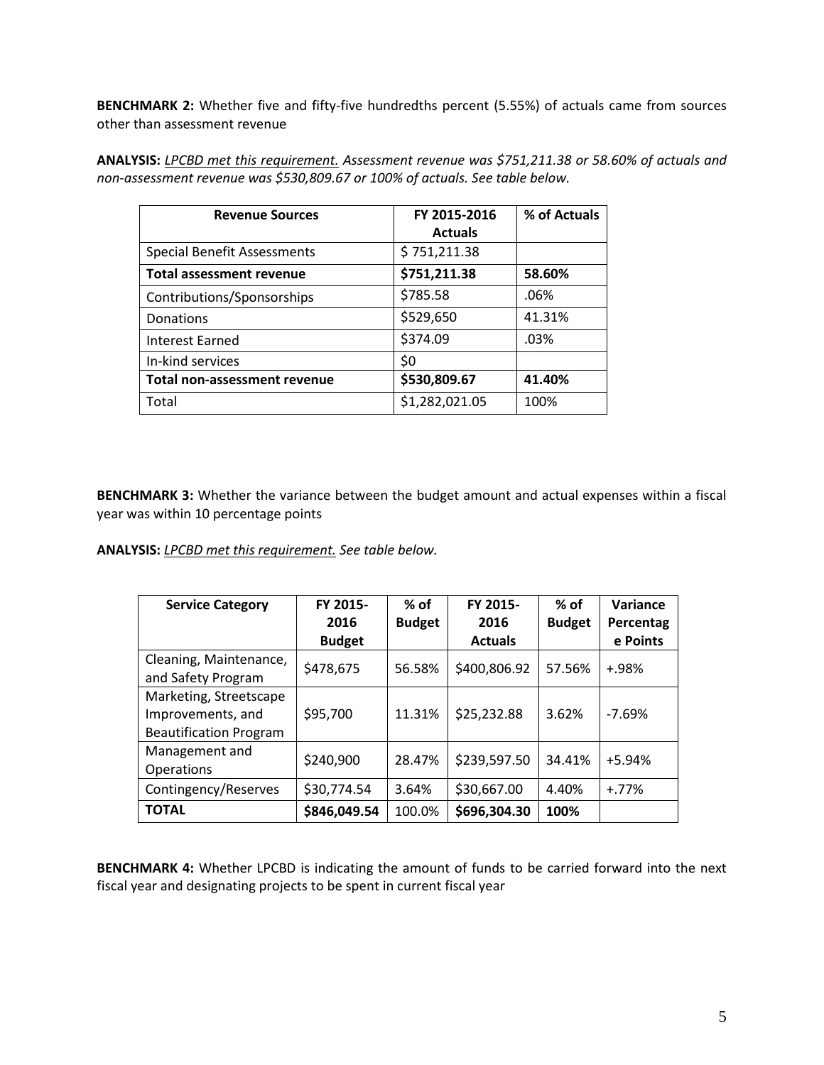**BENCHMARK 2:** Whether five and fifty-five hundredths percent (5.55%) of actuals came from sources other than assessment revenue

**ANALYSIS:** *<u>LPCBD met this requirement.</u> Assessment revenue was $751,211.38 or 58.60% of actuals and non-assessment revenue was $530,809.67 or 100% of actuals. See table below.*

| Revenue Sources | FY 2015-2016 Actuals | % of Actuals |
|---|---|---|
| Special Benefit Assessments | $ 751,211.38 | |
| **Total assessment revenue** | **$751,211.38** | **58.60%** |
| Contributions/Sponsorships | $785.58 | .06% |
| Donations | $529,650 | 41.31% |
| Interest Earned | $374.09 | .03% |
| In-kind services | $0 | |
| **Total non-assessment revenue** | **$530,809.67** | **41.40%** |
| Total | $1,282,021.05 | 100% |

**BENCHMARK 3:** Whether the variance between the budget amount and actual expenses within a fiscal year was within 10 percentage points

**ANALYSIS:** *<u>LPCBD met this requirement.</u> See table below.*

| Service Category | FY 2015-2016 Budget | % of Budget | FY 2015-2016 Actuals | % of Budget | Variance Percentage Points |
|---|---|---|---|---|---|
| Cleaning, Maintenance, and Safety Program | $478,675 | 56.58% | $400,806.92 | 57.56% | +.98% |
| Marketing, Streetscape Improvements, and Beautification Program | $95,700 | 11.31% | $25,232.88 | 3.62% | -7.69% |
| Management and Operations | $240,900 | 28.47% | $239,597.50 | 34.41% | +5.94% |
| Contingency/Reserves | $30,774.54 | 3.64% | $30,667.00 | 4.40% | +.77% |
| **TOTAL** | **$846,049.54** | 100.0% | **$696,304.30** | **100%** | |

**BENCHMARK 4:** Whether LPCBD is indicating the amount of funds to be carried forward into the next fiscal year and designating projects to be spent in current fiscal year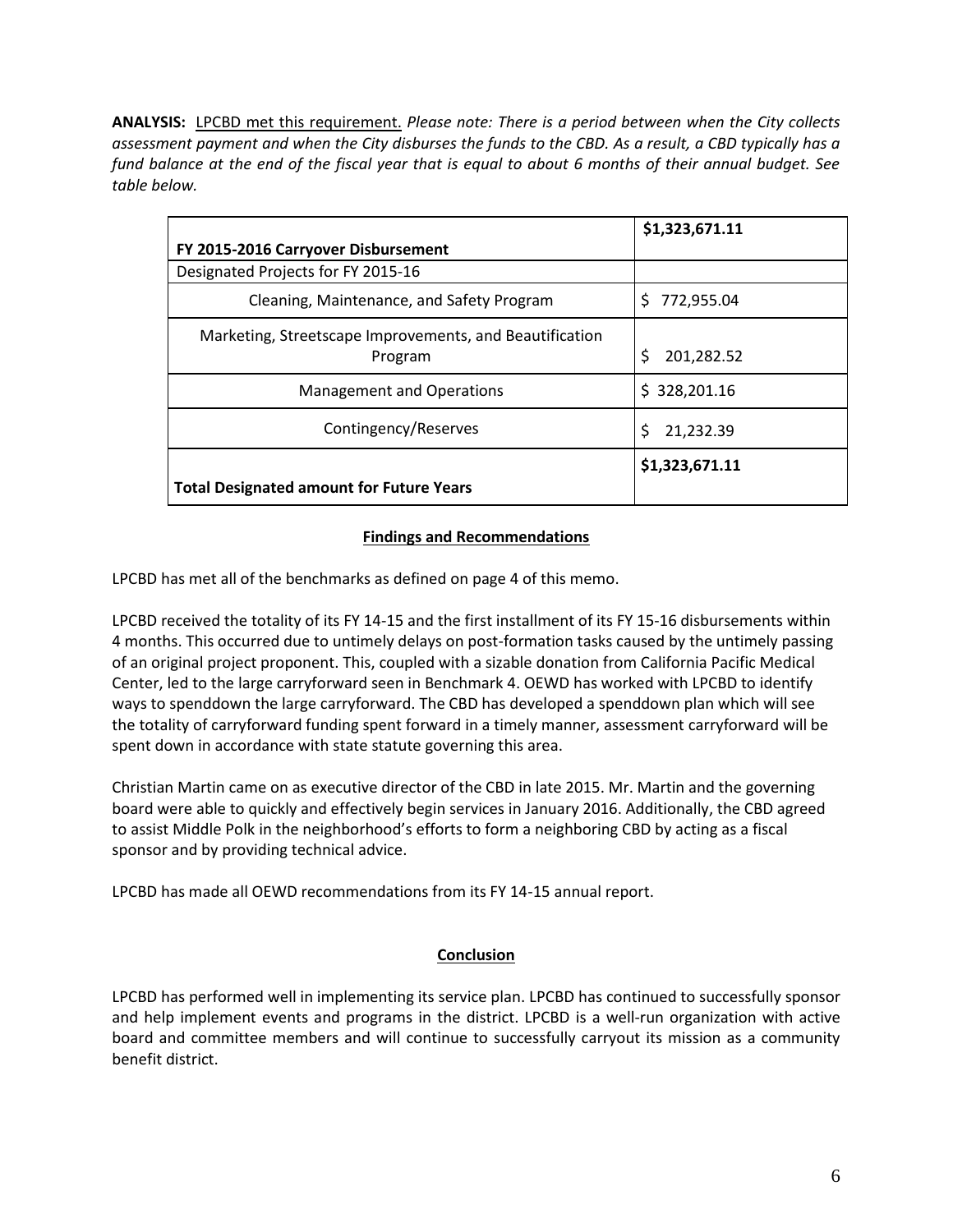**ANALYSIS:** LPCBD met this requirement. *Please note: There is a period between when the City collects assessment payment and when the City disburses the funds to the CBD. As a result, a CBD typically has a fund balance at the end of the fiscal year that is equal to about 6 months of their annual budget. See table below.*

| | |
|---|---|
| **FY 2015-2016 Carryover Disbursement** | **$1,323,671.11** |
| Designated Projects for FY 2015-16 | |
| Cleaning, Maintenance, and Safety Program | $ 772,955.04 |
| Marketing, Streetscape Improvements, and Beautification Program | $ 201,282.52 |
| Management and Operations | $ 328,201.16 |
| Contingency/Reserves | $ 21,232.39 |
| **Total Designated amount for Future Years** | **$1,323,671.11** |

## Findings and Recommendations

LPCBD has met all of the benchmarks as defined on page 4 of this memo.

LPCBD received the totality of its FY 14-15 and the first installment of its FY 15-16 disbursements within 4 months. This occurred due to untimely delays on post-formation tasks caused by the untimely passing of an original project proponent. This, coupled with a sizable donation from California Pacific Medical Center, led to the large carryforward seen in Benchmark 4. OEWD has worked with LPCBD to identify ways to spenddown the large carryforward. The CBD has developed a spenddown plan which will see the totality of carryforward funding spent forward in a timely manner, assessment carryforward will be spent down in accordance with state statute governing this area.

Christian Martin came on as executive director of the CBD in late 2015. Mr. Martin and the governing board were able to quickly and effectively begin services in January 2016. Additionally, the CBD agreed to assist Middle Polk in the neighborhood's efforts to form a neighboring CBD by acting as a fiscal sponsor and by providing technical advice.

LPCBD has made all OEWD recommendations from its FY 14-15 annual report.

## Conclusion

LPCBD has performed well in implementing its service plan. LPCBD has continued to successfully sponsor and help implement events and programs in the district. LPCBD is a well-run organization with active board and committee members and will continue to successfully carryout its mission as a community benefit district.